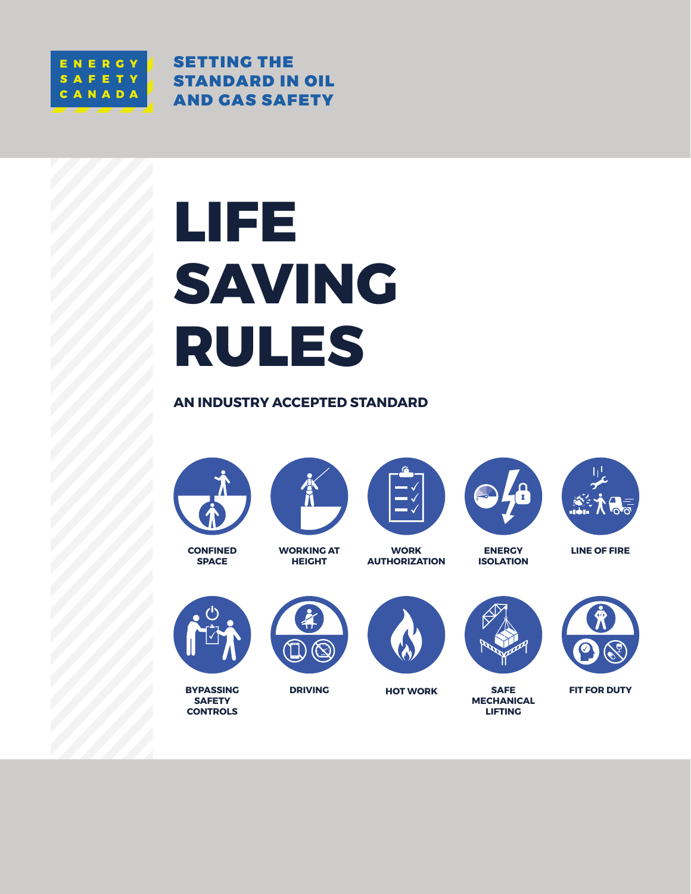ENERGY SAFETY CANADA

**SETTING THE STANDARD IN OIL AND GAS SAFETY**

# LIFE SAVING RULES

**AN INDUSTRY ACCEPTED STANDARD**

- **CONFINED SPACE**
- **WORKING AT HEIGHT**
- **WORK AUTHORIZATION**
- **ENERGY ISOLATION**
- **LINE OF FIRE**
- **BYPASSING SAFETY CONTROLS**
- **DRIVING**
- **HOT WORK**
- **SAFE MECHANICAL LIFTING**
- **FIT FOR DUTY**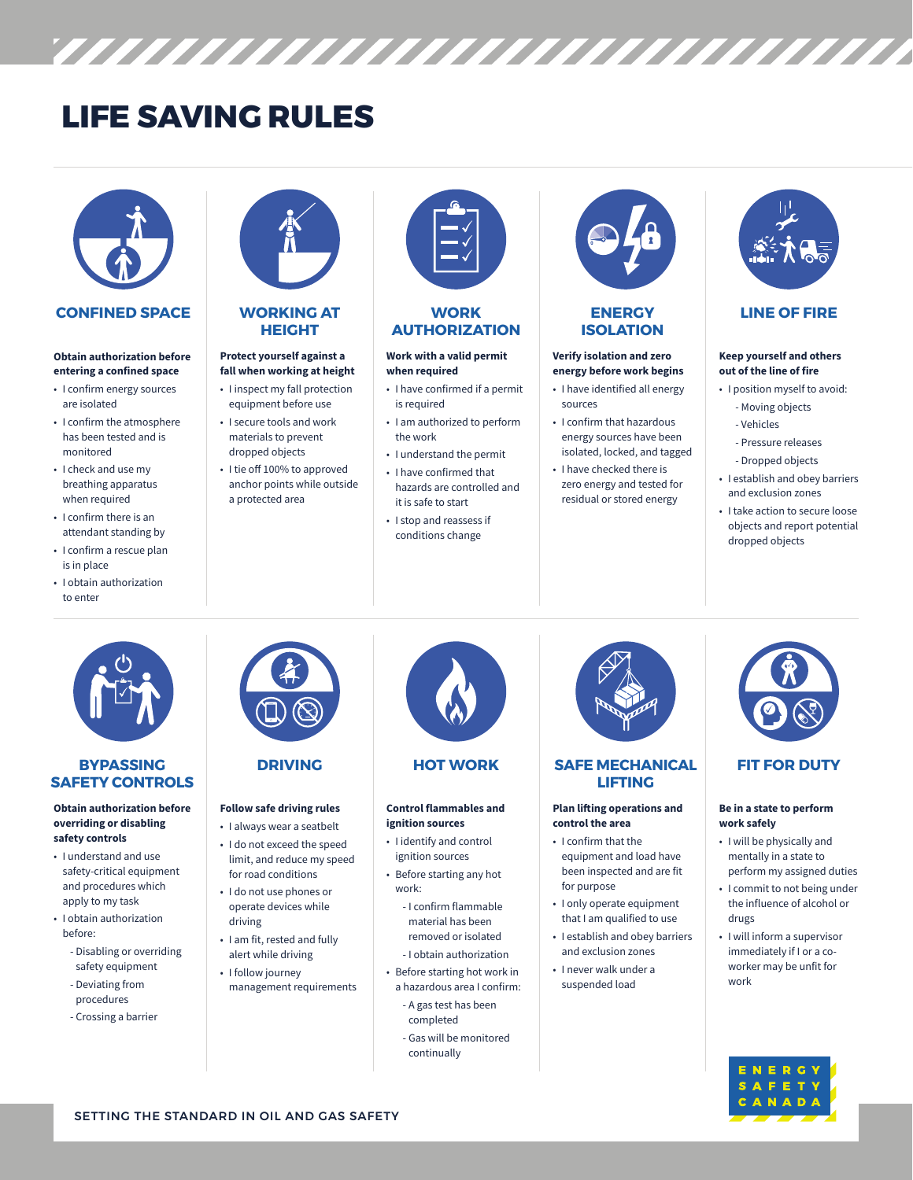# LIFE SAVING RULES

## CONFINED SPACE

**Obtain authorization before entering a confined space**

- I confirm energy sources are isolated
- I confirm the atmosphere has been tested and is monitored
- I check and use my breathing apparatus when required
- I confirm there is an attendant standing by
- I confirm a rescue plan is in place
- I obtain authorization to enter

## WORKING AT HEIGHT

**Protect yourself against a fall when working at height**

- I inspect my fall protection equipment before use
- I secure tools and work materials to prevent dropped objects
- I tie off 100% to approved anchor points while outside a protected area

## WORK AUTHORIZATION

**Work with a valid permit when required**

- I have confirmed if a permit is required
- I am authorized to perform the work
- I understand the permit
- I have confirmed that hazards are controlled and it is safe to start
- I stop and reassess if conditions change

## ENERGY ISOLATION

**Verify isolation and zero energy before work begins**

- I have identified all energy sources
- I confirm that hazardous energy sources have been isolated, locked, and tagged
- I have checked there is zero energy and tested for residual or stored energy

## LINE OF FIRE

**Keep yourself and others out of the line of fire**

- I position myself to avoid:
  - Moving objects
  - Vehicles
  - Pressure releases
  - Dropped objects
- I establish and obey barriers and exclusion zones
- I take action to secure loose objects and report potential dropped objects

## BYPASSING SAFETY CONTROLS

**Obtain authorization before overriding or disabling safety controls**

- I understand and use safety-critical equipment and procedures which apply to my task
- I obtain authorization before:
  - Disabling or overriding safety equipment
  - Deviating from procedures
  - Crossing a barrier

## DRIVING

**Follow safe driving rules**

- I always wear a seatbelt
- I do not exceed the speed limit, and reduce my speed for road conditions
- I do not use phones or operate devices while driving
- I am fit, rested and fully alert while driving
- I follow journey management requirements

## HOT WORK

**Control flammables and ignition sources**

- I identify and control ignition sources
- Before starting any hot work:
  - I confirm flammable material has been removed or isolated
  - I obtain authorization
- Before starting hot work in a hazardous area I confirm:
  - A gas test has been completed
  - Gas will be monitored continually

## SAFE MECHANICAL LIFTING

**Plan lifting operations and control the area**

- I confirm that the equipment and load have been inspected and are fit for purpose
- I only operate equipment that I am qualified to use
- I establish and obey barriers and exclusion zones
- I never walk under a suspended load

## FIT FOR DUTY

**Be in a state to perform work safely**

- I will be physically and mentally in a state to perform my assigned duties
- I commit to not being under the influence of alcohol or drugs
- I will inform a supervisor immediately if I or a co-worker may be unfit for work

ENERGY SAFETY CANADA

SETTING THE STANDARD IN OIL AND GAS SAFETY